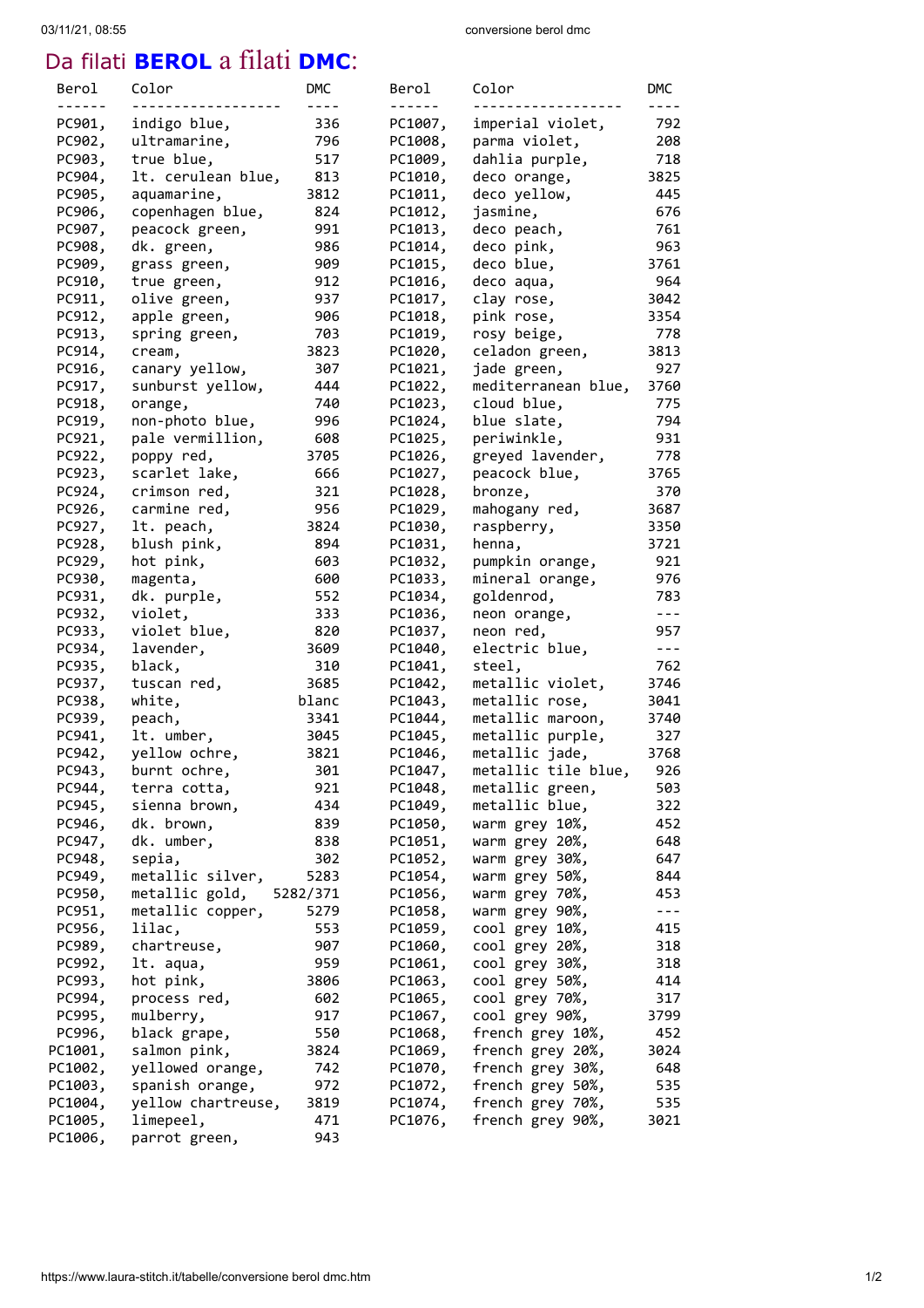# Da filati **BEROL** a filati **DMC**:

| Berol | Color | DMC | Berol | Color | DMC |
|---|---|---|---|---|---|
| PC901, | indigo blue, | 336 | PC1007, | imperial violet, | 792 |
| PC902, | ultramarine, | 796 | PC1008, | parma violet, | 208 |
| PC903, | true blue, | 517 | PC1009, | dahlia purple, | 718 |
| PC904, | lt. cerulean blue, | 813 | PC1010, | deco orange, | 3825 |
| PC905, | aquamarine, | 3812 | PC1011, | deco yellow, | 445 |
| PC906, | copenhagen blue, | 824 | PC1012, | jasmine, | 676 |
| PC907, | peacock green, | 991 | PC1013, | deco peach, | 761 |
| PC908, | dk. green, | 986 | PC1014, | deco pink, | 963 |
| PC909, | grass green, | 909 | PC1015, | deco blue, | 3761 |
| PC910, | true green, | 912 | PC1016, | deco aqua, | 964 |
| PC911, | olive green, | 937 | PC1017, | clay rose, | 3042 |
| PC912, | apple green, | 906 | PC1018, | pink rose, | 3354 |
| PC913, | spring green, | 703 | PC1019, | rosy beige, | 778 |
| PC914, | cream, | 3823 | PC1020, | celadon green, | 3813 |
| PC916, | canary yellow, | 307 | PC1021, | jade green, | 927 |
| PC917, | sunburst yellow, | 444 | PC1022, | mediterranean blue, | 3760 |
| PC918, | orange, | 740 | PC1023, | cloud blue, | 775 |
| PC919, | non-photo blue, | 996 | PC1024, | blue slate, | 794 |
| PC921, | pale vermillion, | 608 | PC1025, | periwinkle, | 931 |
| PC922, | poppy red, | 3705 | PC1026, | greyed lavender, | 778 |
| PC923, | scarlet lake, | 666 | PC1027, | peacock blue, | 3765 |
| PC924, | crimson red, | 321 | PC1028, | bronze, | 370 |
| PC926, | carmine red, | 956 | PC1029, | mahogany red, | 3687 |
| PC927, | lt. peach, | 3824 | PC1030, | raspberry, | 3350 |
| PC928, | blush pink, | 894 | PC1031, | henna, | 3721 |
| PC929, | hot pink, | 603 | PC1032, | pumpkin orange, | 921 |
| PC930, | magenta, | 600 | PC1033, | mineral orange, | 976 |
| PC931, | dk. purple, | 552 | PC1034, | goldenrod, | 783 |
| PC932, | violet, | 333 | PC1036, | neon orange, | --- |
| PC933, | violet blue, | 820 | PC1037, | neon red, | 957 |
| PC934, | lavender, | 3609 | PC1040, | electric blue, | --- |
| PC935, | black, | 310 | PC1041, | steel, | 762 |
| PC937, | tuscan red, | 3685 | PC1042, | metallic violet, | 3746 |
| PC938, | white, | blanc | PC1043, | metallic rose, | 3041 |
| PC939, | peach, | 3341 | PC1044, | metallic maroon, | 3740 |
| PC941, | lt. umber, | 3045 | PC1045, | metallic purple, | 327 |
| PC942, | yellow ochre, | 3821 | PC1046, | metallic jade, | 3768 |
| PC943, | burnt ochre, | 301 | PC1047, | metallic tile blue, | 926 |
| PC944, | terra cotta, | 921 | PC1048, | metallic green, | 503 |
| PC945, | sienna brown, | 434 | PC1049, | metallic blue, | 322 |
| PC946, | dk. brown, | 839 | PC1050, | warm grey 10%, | 452 |
| PC947, | dk. umber, | 838 | PC1051, | warm grey 20%, | 648 |
| PC948, | sepia, | 302 | PC1052, | warm grey 30%, | 647 |
| PC949, | metallic silver, | 5283 | PC1054, | warm grey 50%, | 844 |
| PC950, | metallic gold, | 5282/371 | PC1056, | warm grey 70%, | 453 |
| PC951, | metallic copper, | 5279 | PC1058, | warm grey 90%, | --- |
| PC956, | lilac, | 553 | PC1059, | cool grey 10%, | 415 |
| PC989, | chartreuse, | 907 | PC1060, | cool grey 20%, | 318 |
| PC992, | lt. aqua, | 959 | PC1061, | cool grey 30%, | 318 |
| PC993, | hot pink, | 3806 | PC1063, | cool grey 50%, | 414 |
| PC994, | process red, | 602 | PC1065, | cool grey 70%, | 317 |
| PC995, | mulberry, | 917 | PC1067, | cool grey 90%, | 3799 |
| PC996, | black grape, | 550 | PC1068, | french grey 10%, | 452 |
| PC1001, | salmon pink, | 3824 | PC1069, | french grey 20%, | 3024 |
| PC1002, | yellowed orange, | 742 | PC1070, | french grey 30%, | 648 |
| PC1003, | spanish orange, | 972 | PC1072, | french grey 50%, | 535 |
| PC1004, | yellow chartreuse, | 3819 | PC1074, | french grey 70%, | 535 |
| PC1005, | limepeel, | 471 | PC1076, | french grey 90%, | 3021 |
| PC1006, | parrot green, | 943 | | | |